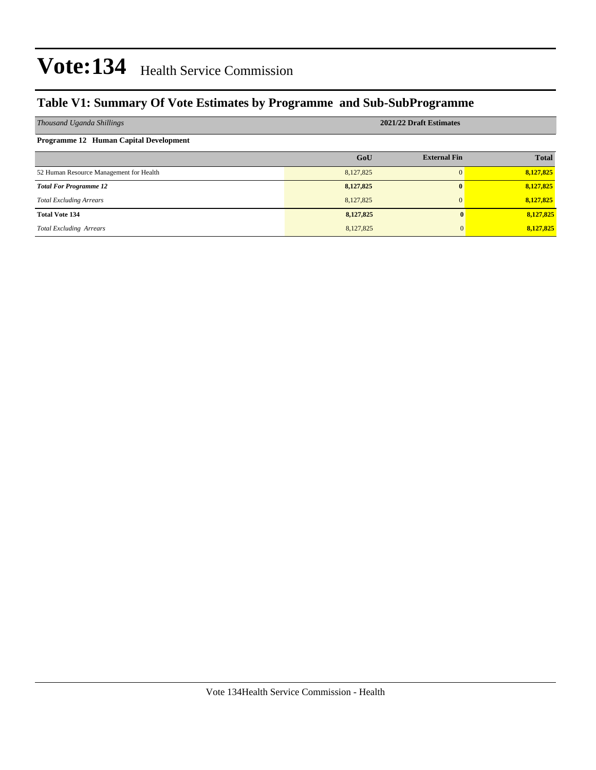# Vote:134 Health Service Commission

## Table V1: Summary Of Vote Estimates by Programme and Sub-SubProgramme

| *Thousand Uganda Shillings* | 2021/22 Draft Estimates | | |
|---|---|---|---|
| **Programme 12 Human Capital Development** | | | |
| | **GoU** | **External Fin** | **Total** |
| 52 Human Resource Management for Health | 8,127,825 | 0 | **8,127,825** |
| ***Total For Programme 12*** | **8,127,825** | **0** | **8,127,825** |
| *Total Excluding Arrears* | 8,127,825 | 0 | **8,127,825** |
| **Total Vote 134** | **8,127,825** | **0** | **8,127,825** |
| *Total Excluding Arrears* | 8,127,825 | 0 | **8,127,825** |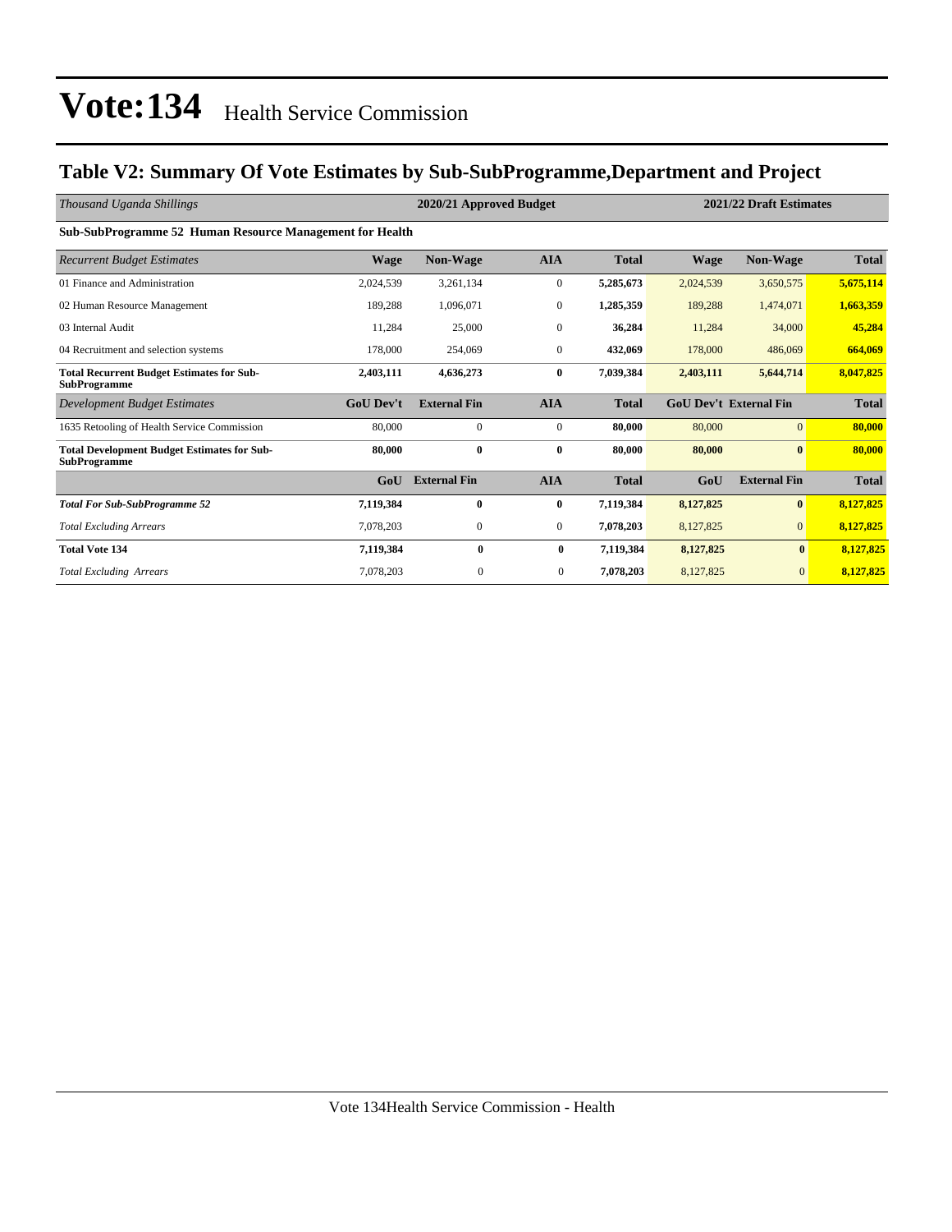# Vote:134 Health Service Commission

## Table V2: Summary Of Vote Estimates by Sub-SubProgramme,Department and Project

| *Thousand Uganda Shillings* | 2020/21 Approved Budget | | | | 2021/22 Draft Estimates | | |
|---|---|---|---|---|---|---|---|
| **Sub-SubProgramme 52 Human Resource Management for Health** | | | | | | | |
| *Recurrent Budget Estimates* | **Wage** | **Non-Wage** | **AIA** | **Total** | **Wage** | **Non-Wage** | **Total** |
| 01 Finance and Administration | 2,024,539 | 3,261,134 | 0 | **5,285,673** | 2,024,539 | 3,650,575 | **5,675,114** |
| 02 Human Resource Management | 189,288 | 1,096,071 | 0 | **1,285,359** | 189,288 | 1,474,071 | **1,663,359** |
| 03 Internal Audit | 11,284 | 25,000 | 0 | **36,284** | 11,284 | 34,000 | **45,284** |
| 04 Recruitment and selection systems | 178,000 | 254,069 | 0 | **432,069** | 178,000 | 486,069 | **664,069** |
| **Total Recurrent Budget Estimates for Sub-SubProgramme** | **2,403,111** | **4,636,273** | **0** | **7,039,384** | **2,403,111** | **5,644,714** | **8,047,825** |
| *Development Budget Estimates* | **GoU Dev't** | **External Fin** | **AIA** | **Total** | **GoU Dev't** | **External Fin** | **Total** |
| 1635 Retooling of Health Service Commission | 80,000 | 0 | 0 | **80,000** | 80,000 | 0 | **80,000** |
| **Total Development Budget Estimates for Sub-SubProgramme** | **80,000** | **0** | **0** | **80,000** | **80,000** | **0** | **80,000** |
| | **GoU** | **External Fin** | **AIA** | **Total** | **GoU** | **External Fin** | **Total** |
| ***Total For Sub-SubProgramme 52*** | **7,119,384** | **0** | **0** | **7,119,384** | **8,127,825** | **0** | **8,127,825** |
| *Total Excluding Arrears* | 7,078,203 | 0 | 0 | **7,078,203** | 8,127,825 | 0 | **8,127,825** |
| **Total Vote 134** | **7,119,384** | **0** | **0** | **7,119,384** | **8,127,825** | **0** | **8,127,825** |
| *Total Excluding Arrears* | 7,078,203 | 0 | 0 | **7,078,203** | 8,127,825 | 0 | **8,127,825** |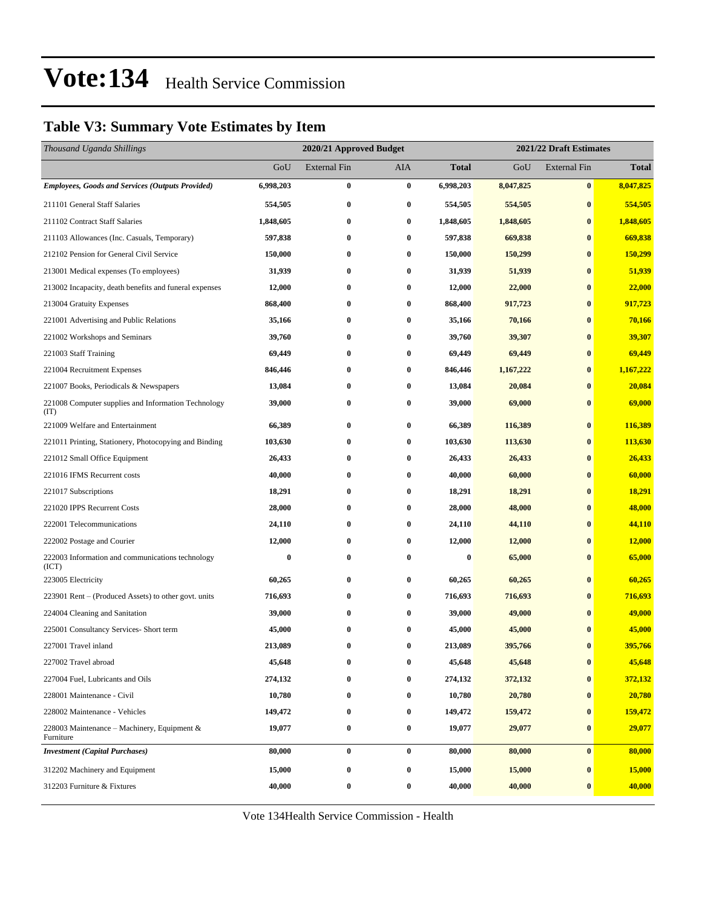# Vote:134 Health Service Commission

## Table V3: Summary Vote Estimates by Item

| *Thousand Uganda Shillings* | 2020/21 Approved Budget | | | | 2021/22 Draft Estimates | | |
|---|---|---|---|---|---|---|---|
| | GoU | External Fin | AIA | **Total** | GoU | External Fin | **Total** |
| ***Employees, Goods and Services (Outputs Provided)*** | **6,998,203** | **0** | **0** | **6,998,203** | **8,047,825** | **0** | **8,047,825** |
| 211101 General Staff Salaries | **554,505** | **0** | **0** | **554,505** | **554,505** | **0** | **554,505** |
| 211102 Contract Staff Salaries | **1,848,605** | **0** | **0** | **1,848,605** | **1,848,605** | **0** | **1,848,605** |
| 211103 Allowances (Inc. Casuals, Temporary) | **597,838** | **0** | **0** | **597,838** | **669,838** | **0** | **669,838** |
| 212102 Pension for General Civil Service | **150,000** | **0** | **0** | **150,000** | **150,299** | **0** | **150,299** |
| 213001 Medical expenses (To employees) | **31,939** | **0** | **0** | **31,939** | **51,939** | **0** | **51,939** |
| 213002 Incapacity, death benefits and funeral expenses | **12,000** | **0** | **0** | **12,000** | **22,000** | **0** | **22,000** |
| 213004 Gratuity Expenses | **868,400** | **0** | **0** | **868,400** | **917,723** | **0** | **917,723** |
| 221001 Advertising and Public Relations | **35,166** | **0** | **0** | **35,166** | **70,166** | **0** | **70,166** |
| 221002 Workshops and Seminars | **39,760** | **0** | **0** | **39,760** | **39,307** | **0** | **39,307** |
| 221003 Staff Training | **69,449** | **0** | **0** | **69,449** | **69,449** | **0** | **69,449** |
| 221004 Recruitment Expenses | **846,446** | **0** | **0** | **846,446** | **1,167,222** | **0** | **1,167,222** |
| 221007 Books, Periodicals & Newspapers | **13,084** | **0** | **0** | **13,084** | **20,084** | **0** | **20,084** |
| 221008 Computer supplies and Information Technology (IT) | **39,000** | **0** | **0** | **39,000** | **69,000** | **0** | **69,000** |
| 221009 Welfare and Entertainment | **66,389** | **0** | **0** | **66,389** | **116,389** | **0** | **116,389** |
| 221011 Printing, Stationery, Photocopying and Binding | **103,630** | **0** | **0** | **103,630** | **113,630** | **0** | **113,630** |
| 221012 Small Office Equipment | **26,433** | **0** | **0** | **26,433** | **26,433** | **0** | **26,433** |
| 221016 IFMS Recurrent costs | **40,000** | **0** | **0** | **40,000** | **60,000** | **0** | **60,000** |
| 221017 Subscriptions | **18,291** | **0** | **0** | **18,291** | **18,291** | **0** | **18,291** |
| 221020 IPPS Recurrent Costs | **28,000** | **0** | **0** | **28,000** | **48,000** | **0** | **48,000** |
| 222001 Telecommunications | **24,110** | **0** | **0** | **24,110** | **44,110** | **0** | **44,110** |
| 222002 Postage and Courier | **12,000** | **0** | **0** | **12,000** | **12,000** | **0** | **12,000** |
| 222003 Information and communications technology (ICT) | **0** | **0** | **0** | **0** | **65,000** | **0** | **65,000** |
| 223005 Electricity | **60,265** | **0** | **0** | **60,265** | **60,265** | **0** | **60,265** |
| 223901 Rent – (Produced Assets) to other govt. units | **716,693** | **0** | **0** | **716,693** | **716,693** | **0** | **716,693** |
| 224004 Cleaning and Sanitation | **39,000** | **0** | **0** | **39,000** | **49,000** | **0** | **49,000** |
| 225001 Consultancy Services- Short term | **45,000** | **0** | **0** | **45,000** | **45,000** | **0** | **45,000** |
| 227001 Travel inland | **213,089** | **0** | **0** | **213,089** | **395,766** | **0** | **395,766** |
| 227002 Travel abroad | **45,648** | **0** | **0** | **45,648** | **45,648** | **0** | **45,648** |
| 227004 Fuel, Lubricants and Oils | **274,132** | **0** | **0** | **274,132** | **372,132** | **0** | **372,132** |
| 228001 Maintenance - Civil | **10,780** | **0** | **0** | **10,780** | **20,780** | **0** | **20,780** |
| 228002 Maintenance - Vehicles | **149,472** | **0** | **0** | **149,472** | **159,472** | **0** | **159,472** |
| 228003 Maintenance – Machinery, Equipment & Furniture | **19,077** | **0** | **0** | **19,077** | **29,077** | **0** | **29,077** |
| ***Investment (Capital Purchases)*** | **80,000** | **0** | **0** | **80,000** | **80,000** | **0** | **80,000** |
| 312202 Machinery and Equipment | **15,000** | **0** | **0** | **15,000** | **15,000** | **0** | **15,000** |
| 312203 Furniture & Fixtures | **40,000** | **0** | **0** | **40,000** | **40,000** | **0** | **40,000** |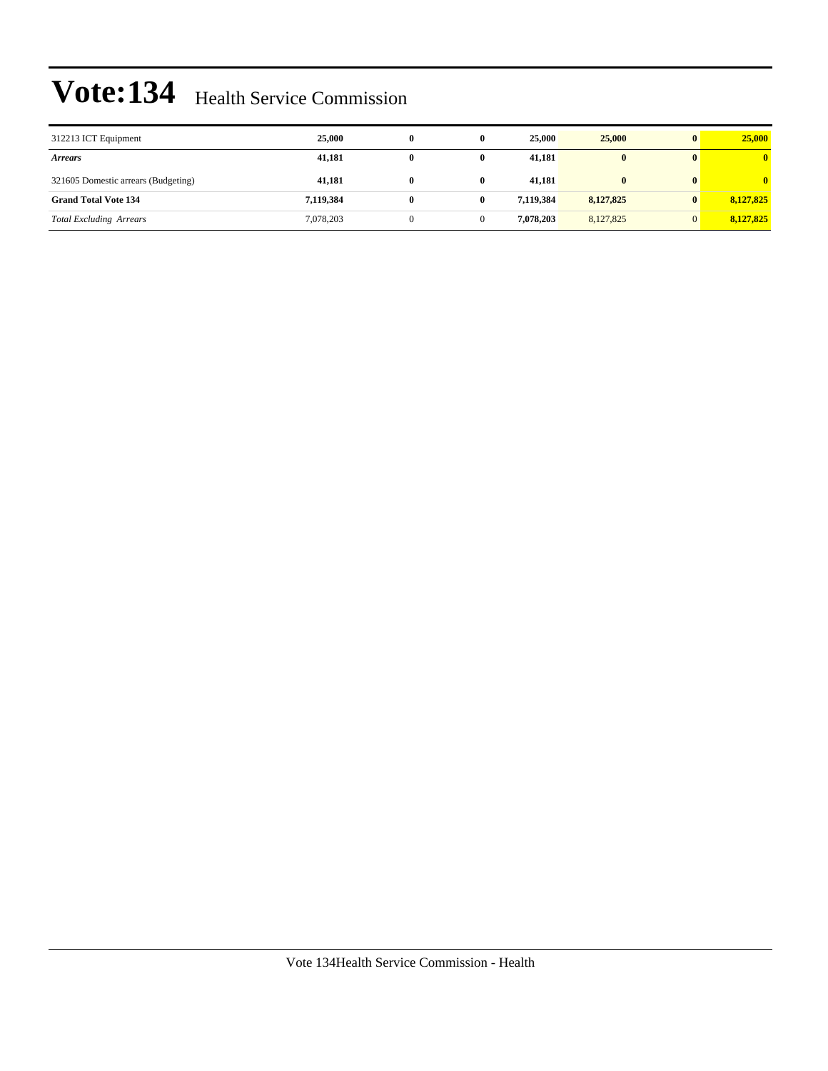# Vote:134 Health Service Commission

| | | | | | | | |
|---|---|---|---|---|---|---|---|
| 312213 ICT Equipment | **25,000** | **0** | **0** | **25,000** | **25,000** | **0** | **25,000** |
| ***Arrears*** | **41,181** | **0** | **0** | **41,181** | **0** | **0** | **0** |
| 321605 Domestic arrears (Budgeting) | **41,181** | **0** | **0** | **41,181** | **0** | **0** | **0** |
| **Grand Total Vote 134** | **7,119,384** | **0** | **0** | **7,119,384** | **8,127,825** | **0** | **8,127,825** |
| *Total Excluding Arrears* | 7,078,203 | 0 | 0 | **7,078,203** | 8,127,825 | 0 | **8,127,825** |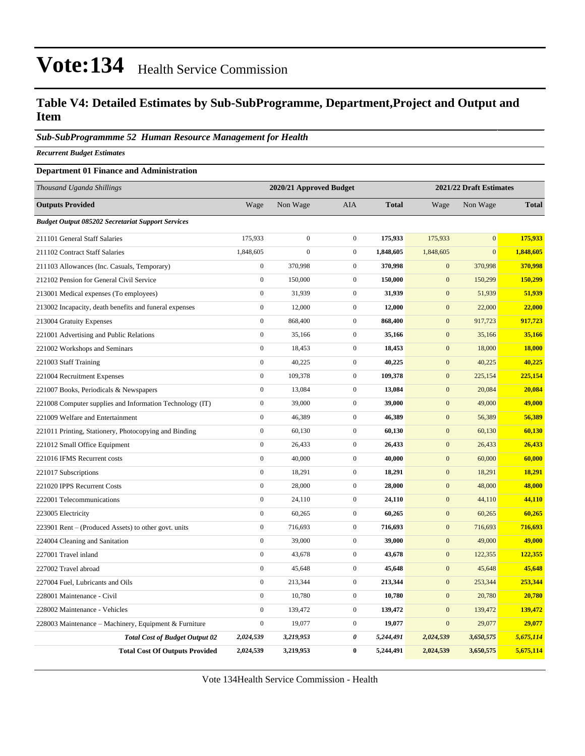# Vote:134 Health Service Commission

## Table V4: Detailed Estimates by Sub-SubProgramme, Department,Project and Output and Item

### *Sub-SubProgrammme 52 Human Resource Management for Health*

***Recurrent Budget Estimates***

**Department 01 Finance and Administration**

| *Thousand Uganda Shillings* | 2020/21 Approved Budget | | | | 2021/22 Draft Estimates | | |
|---|---|---|---|---|---|---|---|
| **Outputs Provided** | Wage | Non Wage | AIA | **Total** | Wage | Non Wage | **Total** |
| ***Budget Output 085202 Secretariat Support Services*** | | | | | | | |
| 211101 General Staff Salaries | 175,933 | 0 | 0 | **175,933** | 175,933 | 0 | **175,933** |
| 211102 Contract Staff Salaries | 1,848,605 | 0 | 0 | **1,848,605** | 1,848,605 | 0 | **1,848,605** |
| 211103 Allowances (Inc. Casuals, Temporary) | 0 | 370,998 | 0 | **370,998** | 0 | 370,998 | **370,998** |
| 212102 Pension for General Civil Service | 0 | 150,000 | 0 | **150,000** | 0 | 150,299 | **150,299** |
| 213001 Medical expenses (To employees) | 0 | 31,939 | 0 | **31,939** | 0 | 51,939 | **51,939** |
| 213002 Incapacity, death benefits and funeral expenses | 0 | 12,000 | 0 | **12,000** | 0 | 22,000 | **22,000** |
| 213004 Gratuity Expenses | 0 | 868,400 | 0 | **868,400** | 0 | 917,723 | **917,723** |
| 221001 Advertising and Public Relations | 0 | 35,166 | 0 | **35,166** | 0 | 35,166 | **35,166** |
| 221002 Workshops and Seminars | 0 | 18,453 | 0 | **18,453** | 0 | 18,000 | **18,000** |
| 221003 Staff Training | 0 | 40,225 | 0 | **40,225** | 0 | 40,225 | **40,225** |
| 221004 Recruitment Expenses | 0 | 109,378 | 0 | **109,378** | 0 | 225,154 | **225,154** |
| 221007 Books, Periodicals & Newspapers | 0 | 13,084 | 0 | **13,084** | 0 | 20,084 | **20,084** |
| 221008 Computer supplies and Information Technology (IT) | 0 | 39,000 | 0 | **39,000** | 0 | 49,000 | **49,000** |
| 221009 Welfare and Entertainment | 0 | 46,389 | 0 | **46,389** | 0 | 56,389 | **56,389** |
| 221011 Printing, Stationery, Photocopying and Binding | 0 | 60,130 | 0 | **60,130** | 0 | 60,130 | **60,130** |
| 221012 Small Office Equipment | 0 | 26,433 | 0 | **26,433** | 0 | 26,433 | **26,433** |
| 221016 IFMS Recurrent costs | 0 | 40,000 | 0 | **40,000** | 0 | 60,000 | **60,000** |
| 221017 Subscriptions | 0 | 18,291 | 0 | **18,291** | 0 | 18,291 | **18,291** |
| 221020 IPPS Recurrent Costs | 0 | 28,000 | 0 | **28,000** | 0 | 48,000 | **48,000** |
| 222001 Telecommunications | 0 | 24,110 | 0 | **24,110** | 0 | 44,110 | **44,110** |
| 223005 Electricity | 0 | 60,265 | 0 | **60,265** | 0 | 60,265 | **60,265** |
| 223901 Rent – (Produced Assets) to other govt. units | 0 | 716,693 | 0 | **716,693** | 0 | 716,693 | **716,693** |
| 224004 Cleaning and Sanitation | 0 | 39,000 | 0 | **39,000** | 0 | 49,000 | **49,000** |
| 227001 Travel inland | 0 | 43,678 | 0 | **43,678** | 0 | 122,355 | **122,355** |
| 227002 Travel abroad | 0 | 45,648 | 0 | **45,648** | 0 | 45,648 | **45,648** |
| 227004 Fuel, Lubricants and Oils | 0 | 213,344 | 0 | **213,344** | 0 | 253,344 | **253,344** |
| 228001 Maintenance - Civil | 0 | 10,780 | 0 | **10,780** | 0 | 20,780 | **20,780** |
| 228002 Maintenance - Vehicles | 0 | 139,472 | 0 | **139,472** | 0 | 139,472 | **139,472** |
| 228003 Maintenance – Machinery, Equipment & Furniture | 0 | 19,077 | 0 | **19,077** | 0 | 29,077 | **29,077** |
| ***Total Cost of Budget Output 02*** | ***2,024,539*** | ***3,219,953*** | ***0*** | ***5,244,491*** | ***2,024,539*** | ***3,650,575*** | ***5,675,114*** |
| **Total Cost Of Outputs Provided** | **2,024,539** | **3,219,953** | **0** | **5,244,491** | **2,024,539** | **3,650,575** | **5,675,114** |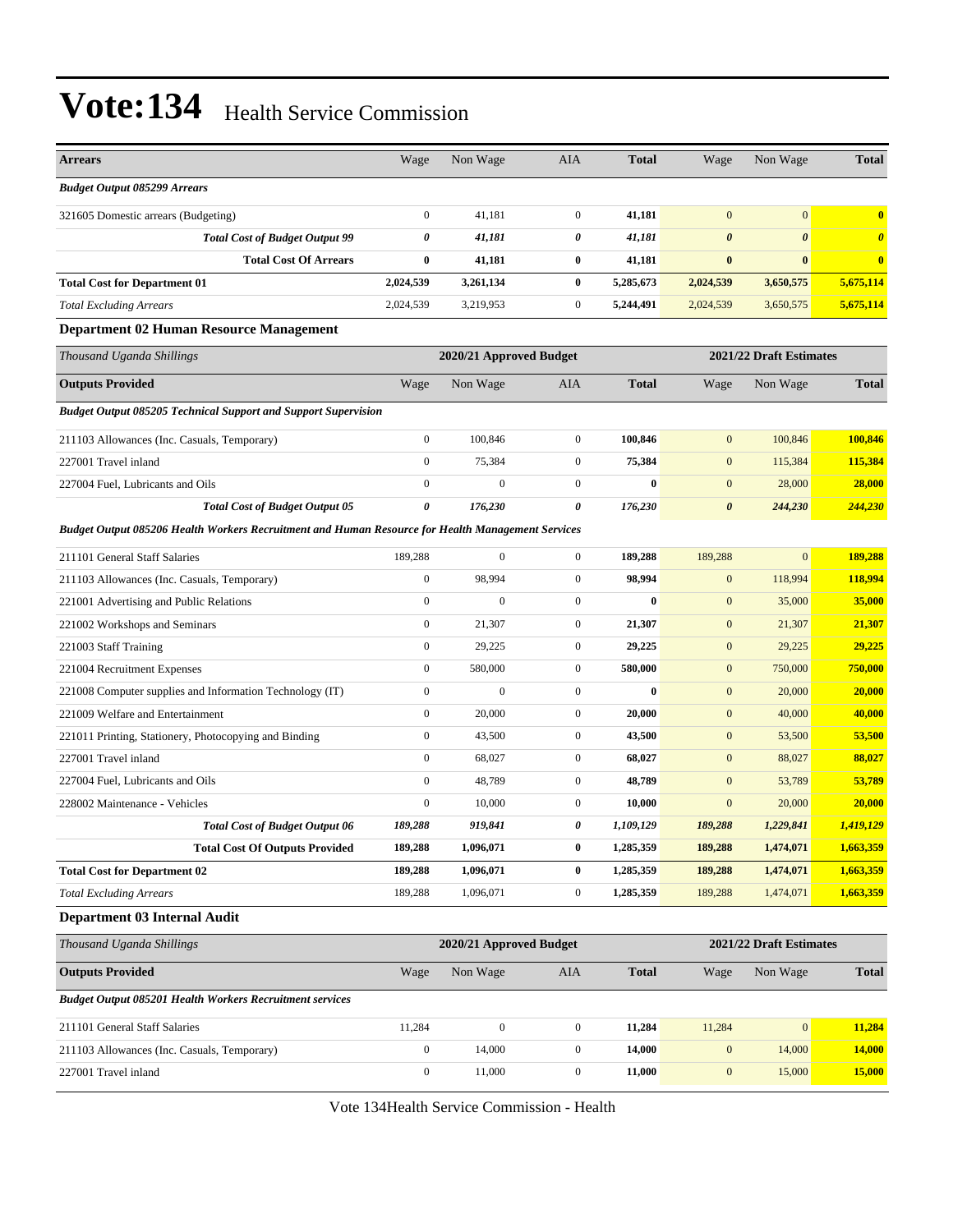# Vote:134 Health Service Commission

| Arrears | Wage | Non Wage | AIA | Total | Wage | Non Wage | Total |
|---|---|---|---|---|---|---|---|
| ***Budget Output 085299 Arrears*** | | | | | | | |
| 321605 Domestic arrears (Budgeting) | 0 | 41,181 | 0 | **41,181** | 0 | 0 | **0** |
| ***Total Cost of Budget Output 99*** | ***0*** | ***41,181*** | ***0*** | ***41,181*** | ***0*** | ***0*** | ***0*** |
| **Total Cost Of Arrears** | **0** | **41,181** | **0** | **41,181** | **0** | **0** | **0** |
| **Total Cost for Department 01** | **2,024,539** | **3,261,134** | **0** | **5,285,673** | **2,024,539** | **3,650,575** | **5,675,114** |
| *Total Excluding Arrears* | 2,024,539 | 3,219,953 | 0 | **5,244,491** | 2,024,539 | 3,650,575 | **5,675,114** |

### Department 02 Human Resource Management

| *Thousand Uganda Shillings* | 2020/21 Approved Budget | | | | 2021/22 Draft Estimates | | |
|---|---|---|---|---|---|---|---|
| **Outputs Provided** | Wage | Non Wage | AIA | **Total** | Wage | Non Wage | **Total** |
| ***Budget Output 085205 Technical Support and Support Supervision*** | | | | | | | |
| 211103 Allowances (Inc. Casuals, Temporary) | 0 | 100,846 | 0 | **100,846** | 0 | 100,846 | **100,846** |
| 227001 Travel inland | 0 | 75,384 | 0 | **75,384** | 0 | 115,384 | **115,384** |
| 227004 Fuel, Lubricants and Oils | 0 | 0 | 0 | **0** | 0 | 28,000 | **28,000** |
| ***Total Cost of Budget Output 05*** | ***0*** | ***176,230*** | ***0*** | ***176,230*** | ***0*** | ***244,230*** | ***244,230*** |
| ***Budget Output 085206 Health Workers Recruitment and Human Resource for Health Management Services*** | | | | | | | |
| 211101 General Staff Salaries | 189,288 | 0 | 0 | **189,288** | 189,288 | 0 | **189,288** |
| 211103 Allowances (Inc. Casuals, Temporary) | 0 | 98,994 | 0 | **98,994** | 0 | 118,994 | **118,994** |
| 221001 Advertising and Public Relations | 0 | 0 | 0 | **0** | 0 | 35,000 | **35,000** |
| 221002 Workshops and Seminars | 0 | 21,307 | 0 | **21,307** | 0 | 21,307 | **21,307** |
| 221003 Staff Training | 0 | 29,225 | 0 | **29,225** | 0 | 29,225 | **29,225** |
| 221004 Recruitment Expenses | 0 | 580,000 | 0 | **580,000** | 0 | 750,000 | **750,000** |
| 221008 Computer supplies and Information Technology (IT) | 0 | 0 | 0 | **0** | 0 | 20,000 | **20,000** |
| 221009 Welfare and Entertainment | 0 | 20,000 | 0 | **20,000** | 0 | 40,000 | **40,000** |
| 221011 Printing, Stationery, Photocopying and Binding | 0 | 43,500 | 0 | **43,500** | 0 | 53,500 | **53,500** |
| 227001 Travel inland | 0 | 68,027 | 0 | **68,027** | 0 | 88,027 | **88,027** |
| 227004 Fuel, Lubricants and Oils | 0 | 48,789 | 0 | **48,789** | 0 | 53,789 | **53,789** |
| 228002 Maintenance - Vehicles | 0 | 10,000 | 0 | **10,000** | 0 | 20,000 | **20,000** |
| ***Total Cost of Budget Output 06*** | ***189,288*** | ***919,841*** | ***0*** | ***1,109,129*** | ***189,288*** | ***1,229,841*** | ***1,419,129*** |
| **Total Cost Of Outputs Provided** | **189,288** | **1,096,071** | **0** | **1,285,359** | **189,288** | **1,474,071** | **1,663,359** |
| **Total Cost for Department 02** | **189,288** | **1,096,071** | **0** | **1,285,359** | **189,288** | **1,474,071** | **1,663,359** |
| *Total Excluding Arrears* | 189,288 | 1,096,071 | 0 | **1,285,359** | 189,288 | 1,474,071 | **1,663,359** |

### Department 03 Internal Audit

| *Thousand Uganda Shillings* | 2020/21 Approved Budget | | | | 2021/22 Draft Estimates | | |
|---|---|---|---|---|---|---|---|
| **Outputs Provided** | Wage | Non Wage | AIA | **Total** | Wage | Non Wage | **Total** |
| ***Budget Output 085201 Health Workers Recruitment services*** | | | | | | | |
| 211101 General Staff Salaries | 11,284 | 0 | 0 | **11,284** | 11,284 | 0 | **11,284** |
| 211103 Allowances (Inc. Casuals, Temporary) | 0 | 14,000 | 0 | **14,000** | 0 | 14,000 | **14,000** |
| 227001 Travel inland | 0 | 11,000 | 0 | **11,000** | 0 | 15,000 | **15,000** |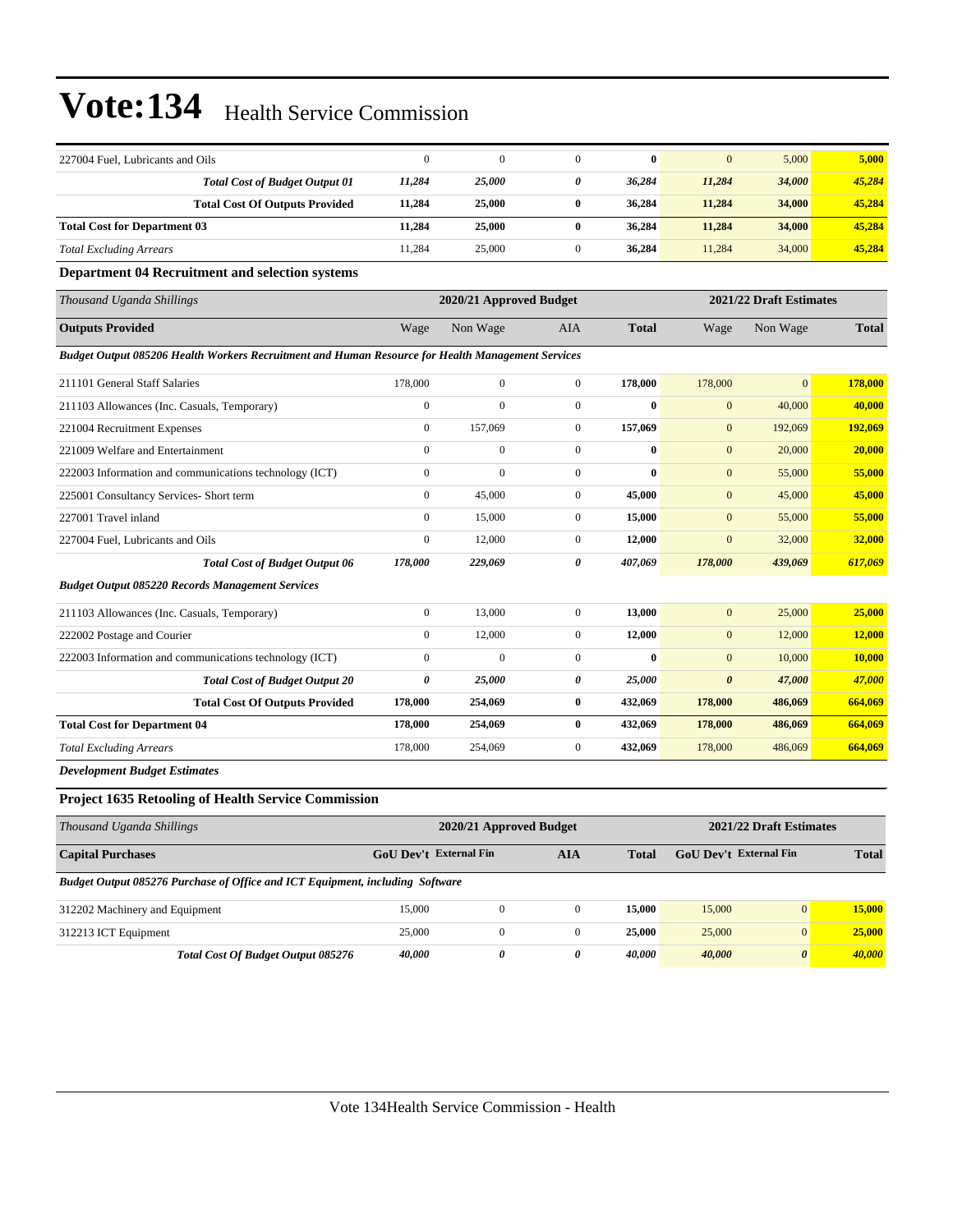| 227004 Fuel, Lubricants and Oils | 0 | 0 | 0 | **0** | 0 | 5,000 | **5,000** |
|---|---|---|---|---|---|---|---|
| ***Total Cost of Budget Output 01*** | ***11,284*** | ***25,000*** | ***0*** | ***36,284*** | ***11,284*** | ***34,000*** | ***45,284*** |
| **Total Cost Of Outputs Provided** | **11,284** | **25,000** | **0** | **36,284** | **11,284** | **34,000** | **45,284** |
| **Total Cost for Department 03** | **11,284** | **25,000** | **0** | **36,284** | **11,284** | **34,000** | **45,284** |
| *Total Excluding Arrears* | 11,284 | 25,000 | 0 | **36,284** | 11,284 | 34,000 | **45,284** |

### Department 04 Recruitment and selection systems

| *Thousand Uganda Shillings* | 2020/21 Approved Budget | | | | 2021/22 Draft Estimates | | |
|---|---|---|---|---|---|---|---|
| **Outputs Provided** | Wage | Non Wage | AIA | **Total** | Wage | Non Wage | **Total** |
| ***Budget Output 085206 Health Workers Recruitment and Human Resource for Health Management Services*** | | | | | | | |
| 211101 General Staff Salaries | 178,000 | 0 | 0 | **178,000** | 178,000 | 0 | **178,000** |
| 211103 Allowances (Inc. Casuals, Temporary) | 0 | 0 | 0 | **0** | 0 | 40,000 | **40,000** |
| 221004 Recruitment Expenses | 0 | 157,069 | 0 | **157,069** | 0 | 192,069 | **192,069** |
| 221009 Welfare and Entertainment | 0 | 0 | 0 | **0** | 0 | 20,000 | **20,000** |
| 222003 Information and communications technology (ICT) | 0 | 0 | 0 | **0** | 0 | 55,000 | **55,000** |
| 225001 Consultancy Services- Short term | 0 | 45,000 | 0 | **45,000** | 0 | 45,000 | **45,000** |
| 227001 Travel inland | 0 | 15,000 | 0 | **15,000** | 0 | 55,000 | **55,000** |
| 227004 Fuel, Lubricants and Oils | 0 | 12,000 | 0 | **12,000** | 0 | 32,000 | **32,000** |
| ***Total Cost of Budget Output 06*** | ***178,000*** | ***229,069*** | ***0*** | ***407,069*** | ***178,000*** | ***439,069*** | ***617,069*** |
| ***Budget Output 085220 Records Management Services*** | | | | | | | |
| 211103 Allowances (Inc. Casuals, Temporary) | 0 | 13,000 | 0 | **13,000** | 0 | 25,000 | **25,000** |
| 222002 Postage and Courier | 0 | 12,000 | 0 | **12,000** | 0 | 12,000 | **12,000** |
| 222003 Information and communications technology (ICT) | 0 | 0 | 0 | **0** | 0 | 10,000 | **10,000** |
| ***Total Cost of Budget Output 20*** | ***0*** | ***25,000*** | ***0*** | ***25,000*** | ***0*** | ***47,000*** | ***47,000*** |
| **Total Cost Of Outputs Provided** | **178,000** | **254,069** | **0** | **432,069** | **178,000** | **486,069** | **664,069** |
| **Total Cost for Department 04** | **178,000** | **254,069** | **0** | **432,069** | **178,000** | **486,069** | **664,069** |
| *Total Excluding Arrears* | 178,000 | 254,069 | 0 | **432,069** | 178,000 | 486,069 | **664,069** |

***Development Budget Estimates***

### Project 1635 Retooling of Health Service Commission

| *Thousand Uganda Shillings* | 2020/21 Approved Budget | | | | 2021/22 Draft Estimates | | |
|---|---|---|---|---|---|---|---|
| **Capital Purchases** | **GoU Dev't** | **External Fin** | **AIA** | **Total** | **GoU Dev't** | **External Fin** | **Total** |
| ***Budget Output 085276 Purchase of Office and ICT Equipment, including Software*** | | | | | | | |
| 312202 Machinery and Equipment | 15,000 | 0 | 0 | **15,000** | 15,000 | 0 | **15,000** |
| 312213 ICT Equipment | 25,000 | 0 | 0 | **25,000** | 25,000 | 0 | **25,000** |
| ***Total Cost Of Budget Output 085276*** | ***40,000*** | ***0*** | ***0*** | ***40,000*** | ***40,000*** | ***0*** | ***40,000*** |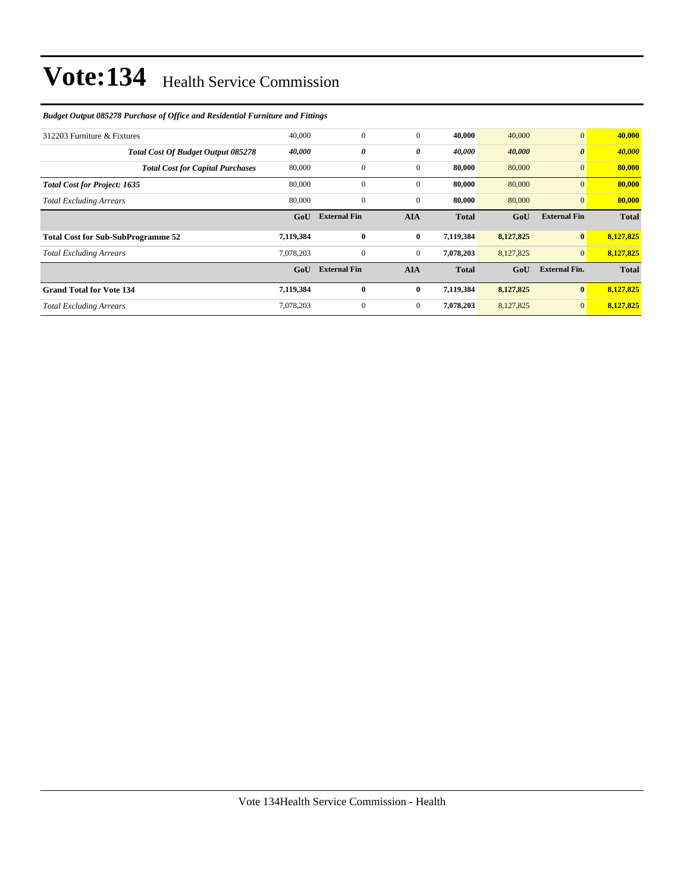# Vote:134 Health Service Commission

***Budget Output 085278 Purchase of Office and Residential Furniture and Fittings***

| | | | | | | | |
|---|---|---|---|---|---|---|---|
| 312203 Furniture & Fixtures | 40,000 | 0 | 0 | **40,000** | 40,000 | 0 | **40,000** |
| ***Total Cost Of Budget Output 085278*** | ***40,000*** | ***0*** | ***0*** | ***40,000*** | ***40,000*** | ***0*** | ***40,000*** |
| ***Total Cost for Capital Purchases*** | 80,000 | 0 | 0 | **80,000** | 80,000 | 0 | **80,000** |
| ***Total Cost for Project: 1635*** | 80,000 | 0 | 0 | **80,000** | 80,000 | 0 | **80,000** |
| *Total Excluding Arrears* | 80,000 | 0 | 0 | **80,000** | 80,000 | 0 | **80,000** |
| | **GoU** | **External Fin** | **AIA** | **Total** | **GoU** | **External Fin** | **Total** |
| **Total Cost for Sub-SubProgramme 52** | **7,119,384** | **0** | **0** | **7,119,384** | **8,127,825** | **0** | **8,127,825** |
| *Total Excluding Arrears* | 7,078,203 | 0 | 0 | **7,078,203** | 8,127,825 | 0 | **8,127,825** |
| | **GoU** | **External Fin** | **AIA** | **Total** | **GoU** | **External Fin.** | **Total** |
| **Grand Total for Vote 134** | **7,119,384** | **0** | **0** | **7,119,384** | **8,127,825** | **0** | **8,127,825** |
| *Total Excluding Arrears* | 7,078,203 | 0 | 0 | **7,078,203** | 8,127,825 | 0 | **8,127,825** |